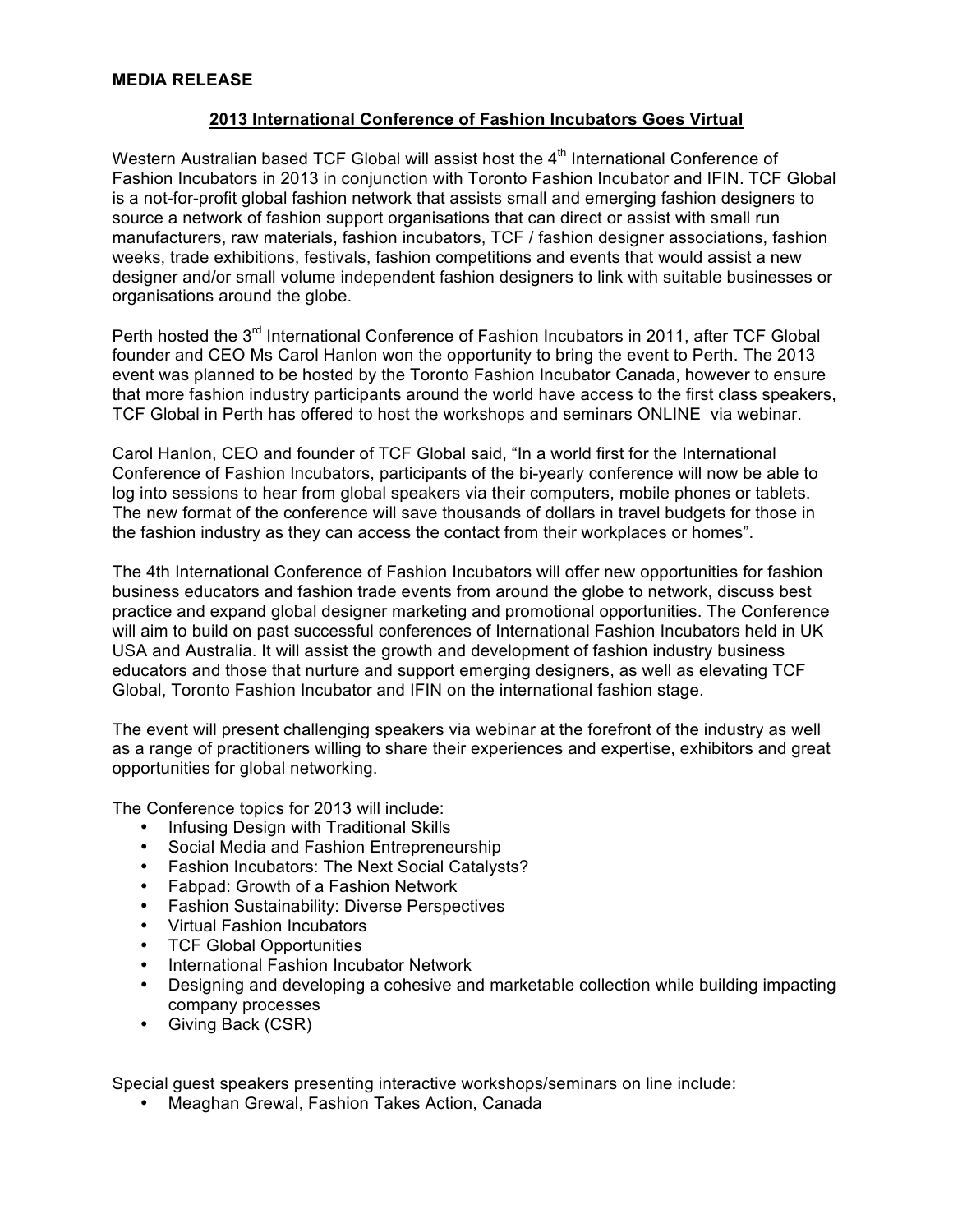**MEDIA RELEASE**

## 2013 International Conference of Fashion Incubators Goes Virtual

Western Australian based TCF Global will assist host the 4th International Conference of Fashion Incubators in 2013 in conjunction with Toronto Fashion Incubator and IFIN. TCF Global is a not-for-profit global fashion network that assists small and emerging fashion designers to source a network of fashion support organisations that can direct or assist with small run manufacturers, raw materials, fashion incubators, TCF / fashion designer associations, fashion weeks, trade exhibitions, festivals, fashion competitions and events that would assist a new designer and/or small volume independent fashion designers to link with suitable businesses or organisations around the globe.

Perth hosted the 3rd International Conference of Fashion Incubators in 2011, after TCF Global founder and CEO Ms Carol Hanlon won the opportunity to bring the event to Perth. The 2013 event was planned to be hosted by the Toronto Fashion Incubator Canada, however to ensure that more fashion industry participants around the world have access to the first class speakers, TCF Global in Perth has offered to host the workshops and seminars ONLINE via webinar.

Carol Hanlon, CEO and founder of TCF Global said, "In a world first for the International Conference of Fashion Incubators, participants of the bi-yearly conference will now be able to log into sessions to hear from global speakers via their computers, mobile phones or tablets. The new format of the conference will save thousands of dollars in travel budgets for those in the fashion industry as they can access the contact from their workplaces or homes".

The 4th International Conference of Fashion Incubators will offer new opportunities for fashion business educators and fashion trade events from around the globe to network, discuss best practice and expand global designer marketing and promotional opportunities. The Conference will aim to build on past successful conferences of International Fashion Incubators held in UK USA and Australia. It will assist the growth and development of fashion industry business educators and those that nurture and support emerging designers, as well as elevating TCF Global, Toronto Fashion Incubator and IFIN on the international fashion stage.

The event will present challenging speakers via webinar at the forefront of the industry as well as a range of practitioners willing to share their experiences and expertise, exhibitors and great opportunities for global networking.

The Conference topics for 2013 will include:

- Infusing Design with Traditional Skills
- Social Media and Fashion Entrepreneurship
- Fashion Incubators: The Next Social Catalysts?
- Fabpad: Growth of a Fashion Network
- Fashion Sustainability: Diverse Perspectives
- Virtual Fashion Incubators
- TCF Global Opportunities
- International Fashion Incubator Network
- Designing and developing a cohesive and marketable collection while building impacting company processes
- Giving Back (CSR)

Special guest speakers presenting interactive workshops/seminars on line include:

- Meaghan Grewal, Fashion Takes Action, Canada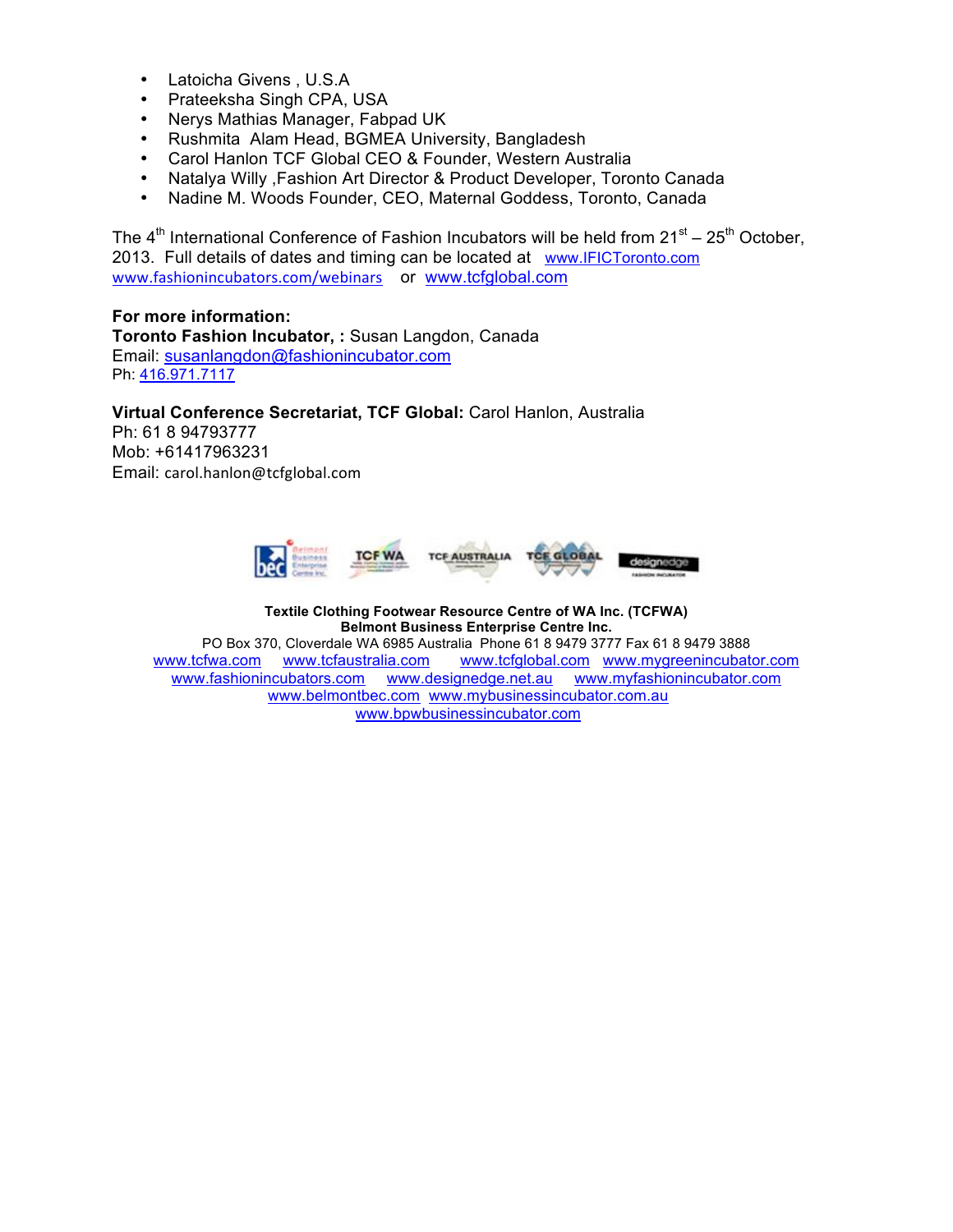- Latoicha Givens , U.S.A
- Prateeksha Singh CPA, USA
- Nerys Mathias Manager, Fabpad UK
- Rushmita  Alam Head, BGMEA University, Bangladesh
- Carol Hanlon TCF Global CEO & Founder, Western Australia
- Natalya Willy ,Fashion Art Director & Product Developer, Toronto Canada
- Nadine M. Woods Founder, CEO, Maternal Goddess, Toronto, Canada

The 4th International Conference of Fashion Incubators will be held from 21st – 25th October, 2013. Full details of dates and timing can be located at www.IFICToronto.com www.fashionincubators.com/webinars or www.tcfglobal.com

**For more information:**
**Toronto Fashion Incubator, :** Susan Langdon, Canada
Email: susanlangdon@fashionincubator.com
Ph: 416.971.7117

**Virtual Conference Secretariat, TCF Global:** Carol Hanlon, Australia
Ph: 61 8 94793777
Mob: +61417963231
Email: carol.hanlon@tcfglobal.com

**Textile Clothing Footwear Resource Centre of WA Inc. (TCFWA)**
**Belmont Business Enterprise Centre Inc.**
PO Box 370, Cloverdale WA 6985 Australia  Phone 61 8 9479 3777 Fax 61 8 9479 3888
www.tcfwa.com  www.tcfaustralia.com  www.tcfglobal.com  www.mygreenincubator.com
www.fashionincubators.com  www.designedge.net.au  www.myfashionincubator.com
www.belmontbec.com  www.mybusinessincubator.com.au
www.bpwbusinessincubator.com